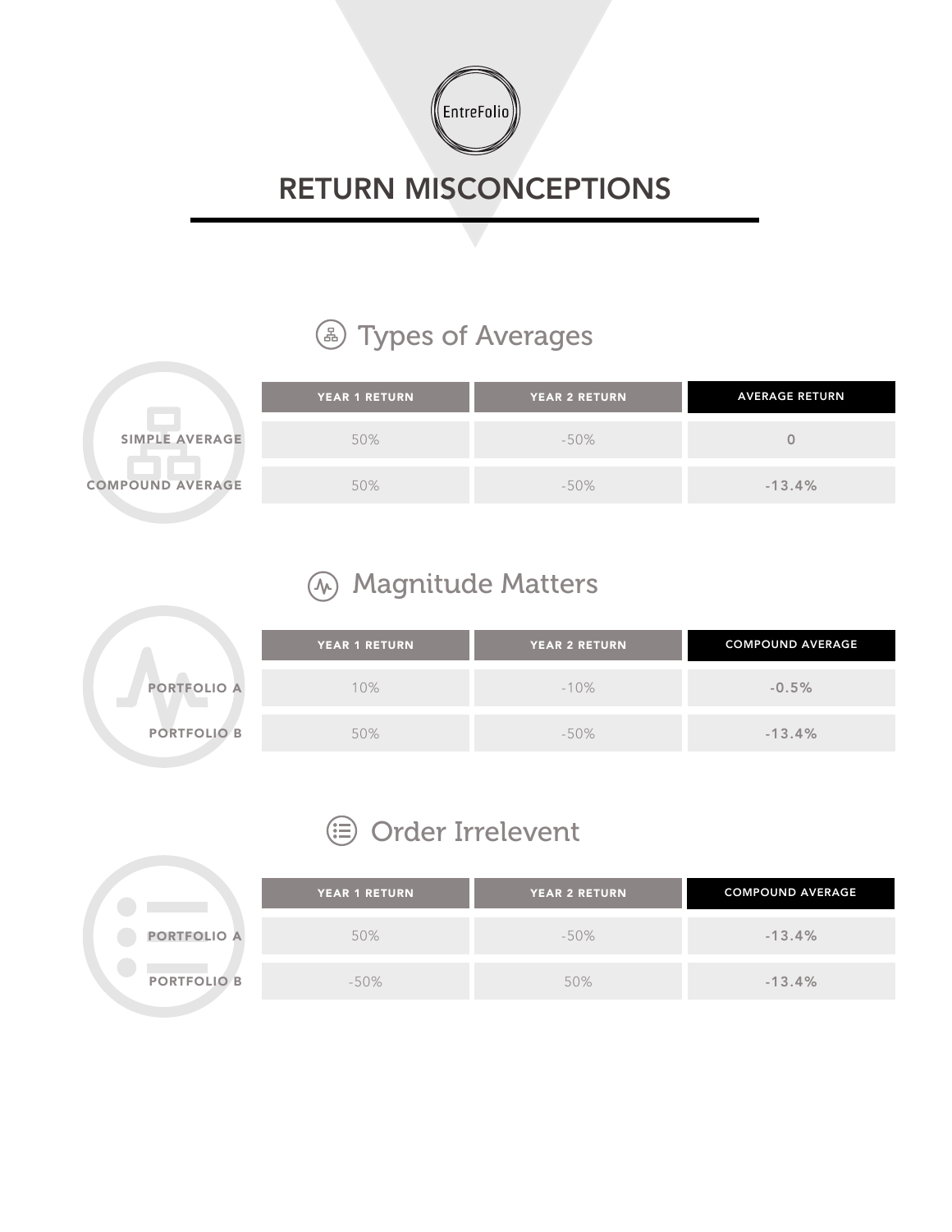EntreFolio

# RETURN MISCONCEPTIONS

## Types of Averages

| | YEAR 1 RETURN | YEAR 2 RETURN | AVERAGE RETURN |
|---|---|---|---|
| SIMPLE AVERAGE | 50% | -50% | 0 |
| COMPOUND AVERAGE | 50% | -50% | -13.4% |

## Magnitude Matters

| | YEAR 1 RETURN | YEAR 2 RETURN | COMPOUND AVERAGE |
|---|---|---|---|
| PORTFOLIO A | 10% | -10% | -0.5% |
| PORTFOLIO B | 50% | -50% | -13.4% |

## Order Irrelevent

| | YEAR 1 RETURN | YEAR 2 RETURN | COMPOUND AVERAGE |
|---|---|---|---|
| PORTFOLIO A | 50% | -50% | -13.4% |
| PORTFOLIO B | -50% | 50% | -13.4% |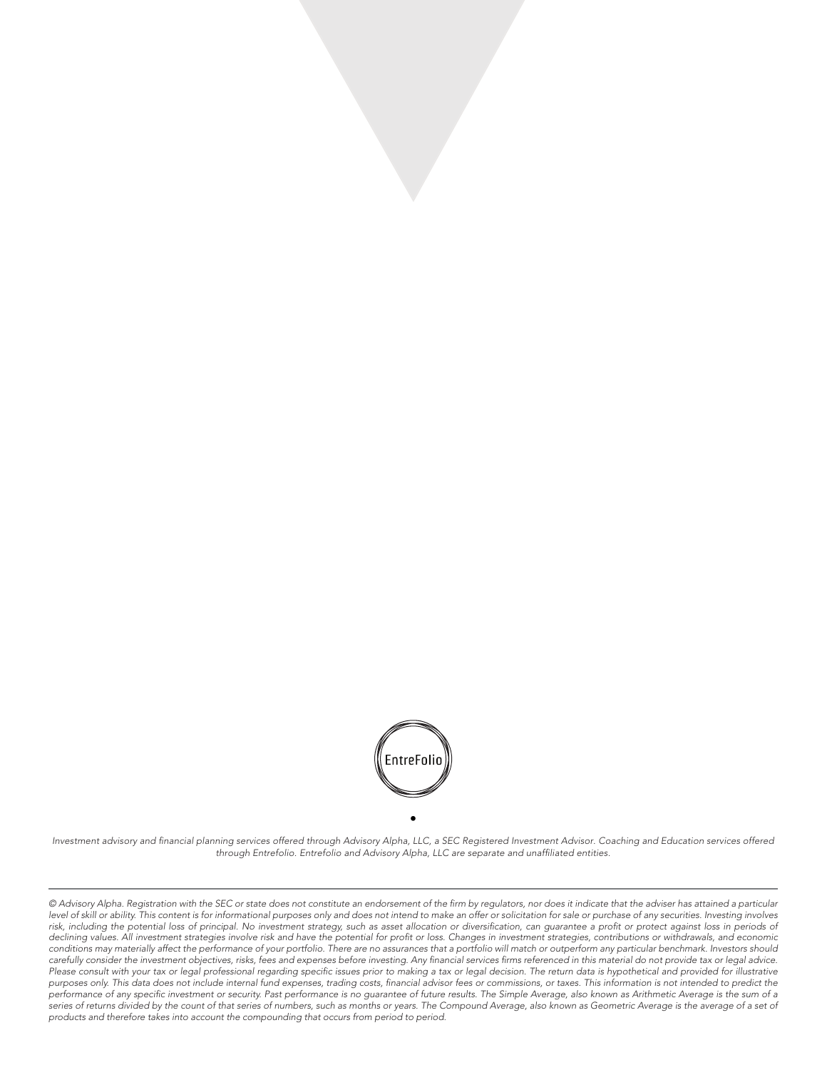EntreFolio

*Investment advisory and financial planning services offered through Advisory Alpha, LLC, a SEC Registered Investment Advisor. Coaching and Education services offered through Entrefolio. Entrefolio and Advisory Alpha, LLC are separate and unaffiliated entities.*

---

*© Advisory Alpha. Registration with the SEC or state does not constitute an endorsement of the firm by regulators, nor does it indicate that the adviser has attained a particular level of skill or ability. This content is for informational purposes only and does not intend to make an offer or solicitation for sale or purchase of any securities. Investing involves risk, including the potential loss of principal. No investment strategy, such as asset allocation or diversification, can guarantee a profit or protect against loss in periods of declining values. All investment strategies involve risk and have the potential for profit or loss. Changes in investment strategies, contributions or withdrawals, and economic conditions may materially affect the performance of your portfolio. There are no assurances that a portfolio will match or outperform any particular benchmark. Investors should carefully consider the investment objectives, risks, fees and expenses before investing. Any financial services firms referenced in this material do not provide tax or legal advice. Please consult with your tax or legal professional regarding specific issues prior to making a tax or legal decision. The return data is hypothetical and provided for illustrative purposes only. This data does not include internal fund expenses, trading costs, financial advisor fees or commissions, or taxes. This information is not intended to predict the performance of any specific investment or security. Past performance is no guarantee of future results. The Simple Average, also known as Arithmetic Average is the sum of a series of returns divided by the count of that series of numbers, such as months or years. The Compound Average, also known as Geometric Average is the average of a set of products and therefore takes into account the compounding that occurs from period to period.*